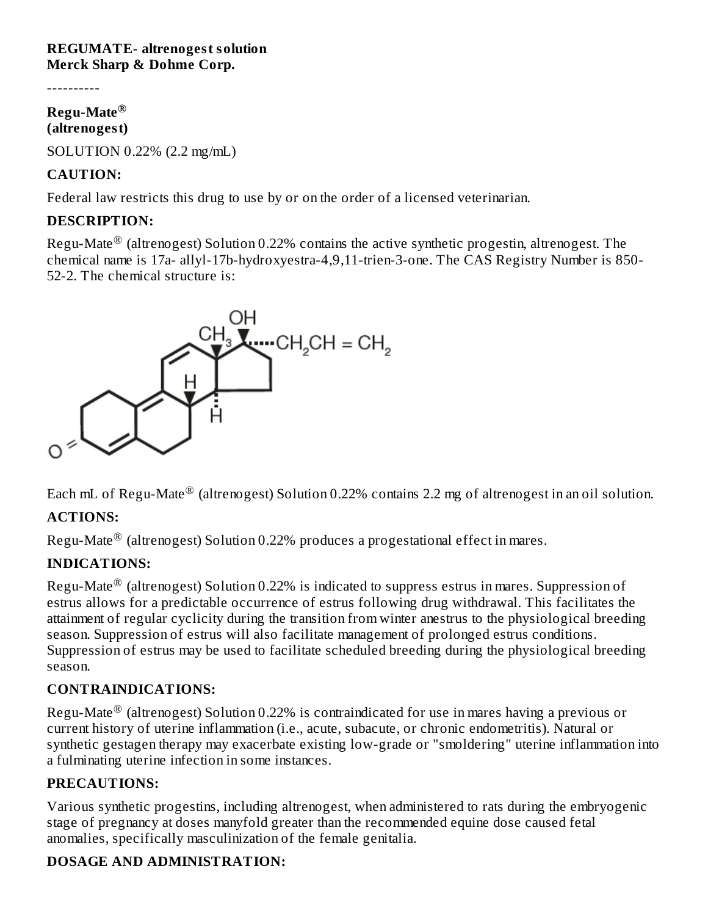**REGUMATE- altrenogest solution**
**Merck Sharp & Dohme Corp.**

----------

**Regu-Mate®**
**(altrenogest)**

SOLUTION 0.22% (2.2 mg/mL)

## CAUTION:

Federal law restricts this drug to use by or on the order of a licensed veterinarian.

## DESCRIPTION:

Regu-Mate® (altrenogest) Solution 0.22% contains the active synthetic progestin, altrenogest. The chemical name is 17a- allyl-17b-hydroxyestra-4,9,11-trien-3-one. The CAS Registry Number is 850-52-2. The chemical structure is:

Each mL of Regu-Mate® (altrenogest) Solution 0.22% contains 2.2 mg of altrenogest in an oil solution.

## ACTIONS:

Regu-Mate® (altrenogest) Solution 0.22% produces a progestational effect in mares.

## INDICATIONS:

Regu-Mate® (altrenogest) Solution 0.22% is indicated to suppress estrus in mares. Suppression of estrus allows for a predictable occurrence of estrus following drug withdrawal. This facilitates the attainment of regular cyclicity during the transition from winter anestrus to the physiological breeding season. Suppression of estrus will also facilitate management of prolonged estrus conditions. Suppression of estrus may be used to facilitate scheduled breeding during the physiological breeding season.

## CONTRAINDICATIONS:

Regu-Mate® (altrenogest) Solution 0.22% is contraindicated for use in mares having a previous or current history of uterine inflammation (i.e., acute, subacute, or chronic endometritis). Natural or synthetic gestagen therapy may exacerbate existing low-grade or "smoldering" uterine inflammation into a fulminating uterine infection in some instances.

## PRECAUTIONS:

Various synthetic progestins, including altrenogest, when administered to rats during the embryogenic stage of pregnancy at doses manyfold greater than the recommended equine dose caused fetal anomalies, specifically masculinization of the female genitalia.

## DOSAGE AND ADMINISTRATION: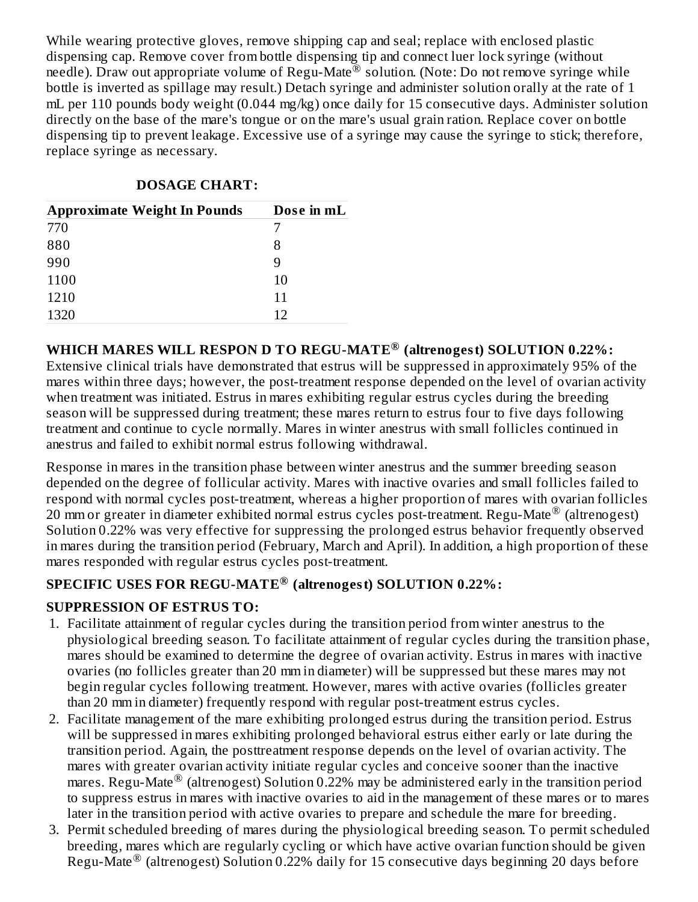While wearing protective gloves, remove shipping cap and seal; replace with enclosed plastic dispensing cap. Remove cover from bottle dispensing tip and connect luer lock syringe (without needle). Draw out appropriate volume of Regu-Mate® solution. (Note: Do not remove syringe while bottle is inverted as spillage may result.) Detach syringe and administer solution orally at the rate of 1 mL per 110 pounds body weight (0.044 mg/kg) once daily for 15 consecutive days. Administer solution directly on the base of the mare's tongue or on the mare's usual grain ration. Replace cover on bottle dispensing tip to prevent leakage. Excessive use of a syringe may cause the syringe to stick; therefore, replace syringe as necessary.

**DOSAGE CHART:**

| Approximate Weight In Pounds | Dose in mL |
|---|---|
| 770 | 7 |
| 880 | 8 |
| 990 | 9 |
| 1100 | 10 |
| 1210 | 11 |
| 1320 | 12 |

**WHICH MARES WILL RESPON D TO REGU-MATE® (altrenogest) SOLUTION 0.22%:**

Extensive clinical trials have demonstrated that estrus will be suppressed in approximately 95% of the mares within three days; however, the post-treatment response depended on the level of ovarian activity when treatment was initiated. Estrus in mares exhibiting regular estrus cycles during the breeding season will be suppressed during treatment; these mares return to estrus four to five days following treatment and continue to cycle normally. Mares in winter anestrus with small follicles continued in anestrus and failed to exhibit normal estrus following withdrawal.

Response in mares in the transition phase between winter anestrus and the summer breeding season depended on the degree of follicular activity. Mares with inactive ovaries and small follicles failed to respond with normal cycles post-treatment, whereas a higher proportion of mares with ovarian follicles 20 mm or greater in diameter exhibited normal estrus cycles post-treatment. Regu-Mate® (altrenogest) Solution 0.22% was very effective for suppressing the prolonged estrus behavior frequently observed in mares during the transition period (February, March and April). In addition, a high proportion of these mares responded with regular estrus cycles post-treatment.

**SPECIFIC USES FOR REGU-MATE® (altrenogest) SOLUTION 0.22%:**

**SUPPRESSION OF ESTRUS TO:**

1. Facilitate attainment of regular cycles during the transition period from winter anestrus to the physiological breeding season. To facilitate attainment of regular cycles during the transition phase, mares should be examined to determine the degree of ovarian activity. Estrus in mares with inactive ovaries (no follicles greater than 20 mm in diameter) will be suppressed but these mares may not begin regular cycles following treatment. However, mares with active ovaries (follicles greater than 20 mm in diameter) frequently respond with regular post-treatment estrus cycles.
2. Facilitate management of the mare exhibiting prolonged estrus during the transition period. Estrus will be suppressed in mares exhibiting prolonged behavioral estrus either early or late during the transition period. Again, the posttreatment response depends on the level of ovarian activity. The mares with greater ovarian activity initiate regular cycles and conceive sooner than the inactive mares. Regu-Mate® (altrenogest) Solution 0.22% may be administered early in the transition period to suppress estrus in mares with inactive ovaries to aid in the management of these mares or to mares later in the transition period with active ovaries to prepare and schedule the mare for breeding.
3. Permit scheduled breeding of mares during the physiological breeding season. To permit scheduled breeding, mares which are regularly cycling or which have active ovarian function should be given Regu-Mate® (altrenogest) Solution 0.22% daily for 15 consecutive days beginning 20 days before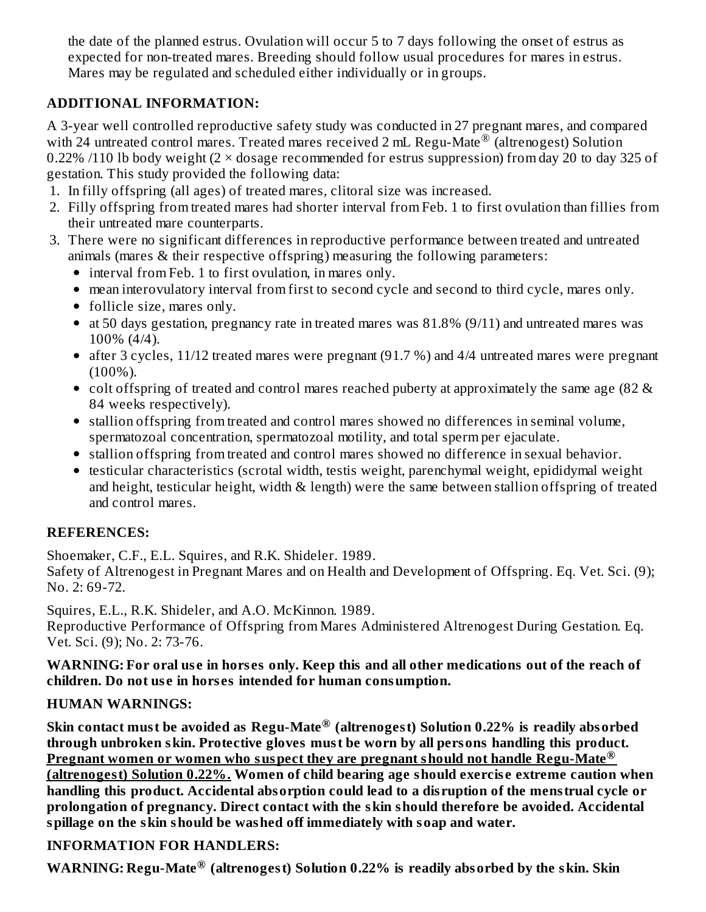the date of the planned estrus. Ovulation will occur 5 to 7 days following the onset of estrus as expected for non-treated mares. Breeding should follow usual procedures for mares in estrus. Mares may be regulated and scheduled either individually or in groups.

## ADDITIONAL INFORMATION:

A 3-year well controlled reproductive safety study was conducted in 27 pregnant mares, and compared with 24 untreated control mares. Treated mares received 2 mL Regu-Mate® (altrenogest) Solution 0.22% /110 lb body weight (2 × dosage recommended for estrus suppression) from day 20 to day 325 of gestation. This study provided the following data:

1. In filly offspring (all ages) of treated mares, clitoral size was increased.
2. Filly offspring from treated mares had shorter interval from Feb. 1 to first ovulation than fillies from their untreated mare counterparts.
3. There were no significant differences in reproductive performance between treated and untreated animals (mares & their respective offspring) measuring the following parameters:
   - interval from Feb. 1 to first ovulation, in mares only.
   - mean interovulatory interval from first to second cycle and second to third cycle, mares only.
   - follicle size, mares only.
   - at 50 days gestation, pregnancy rate in treated mares was 81.8% (9/11) and untreated mares was 100% (4/4).
   - after 3 cycles, 11/12 treated mares were pregnant (91.7 %) and 4/4 untreated mares were pregnant (100%).
   - colt offspring of treated and control mares reached puberty at approximately the same age (82 & 84 weeks respectively).
   - stallion offspring from treated and control mares showed no differences in seminal volume, spermatozoal concentration, spermatozoal motility, and total sperm per ejaculate.
   - stallion offspring from treated and control mares showed no difference in sexual behavior.
   - testicular characteristics (scrotal width, testis weight, parenchymal weight, epididymal weight and height, testicular height, width & length) were the same between stallion offspring of treated and control mares.

## REFERENCES:

Shoemaker, C.F., E.L. Squires, and R.K. Shideler. 1989.
Safety of Altrenogest in Pregnant Mares and on Health and Development of Offspring. Eq. Vet. Sci. (9); No. 2: 69-72.

Squires, E.L., R.K. Shideler, and A.O. McKinnon. 1989.
Reproductive Performance of Offspring from Mares Administered Altrenogest During Gestation. Eq. Vet. Sci. (9); No. 2: 73-76.

**WARNING: For oral use in horses only. Keep this and all other medications out of the reach of children. Do not use in horses intended for human consumption.**

## HUMAN WARNINGS:

**Skin contact must be avoided as Regu-Mate® (altrenogest) Solution 0.22% is readily absorbed through unbroken skin. Protective gloves must be worn by all persons handling this product. <u>Pregnant women or women who suspect they are pregnant should not handle Regu-Mate® (altrenogest) Solution 0.22%.</u> Women of child bearing age should exercise extreme caution when handling this product. Accidental absorption could lead to a disruption of the menstrual cycle or prolongation of pregnancy. Direct contact with the skin should therefore be avoided. Accidental spillage on the skin should be washed off immediately with soap and water.**

## INFORMATION FOR HANDLERS:

**WARNING: Regu-Mate® (altrenogest) Solution 0.22% is readily absorbed by the skin. Skin**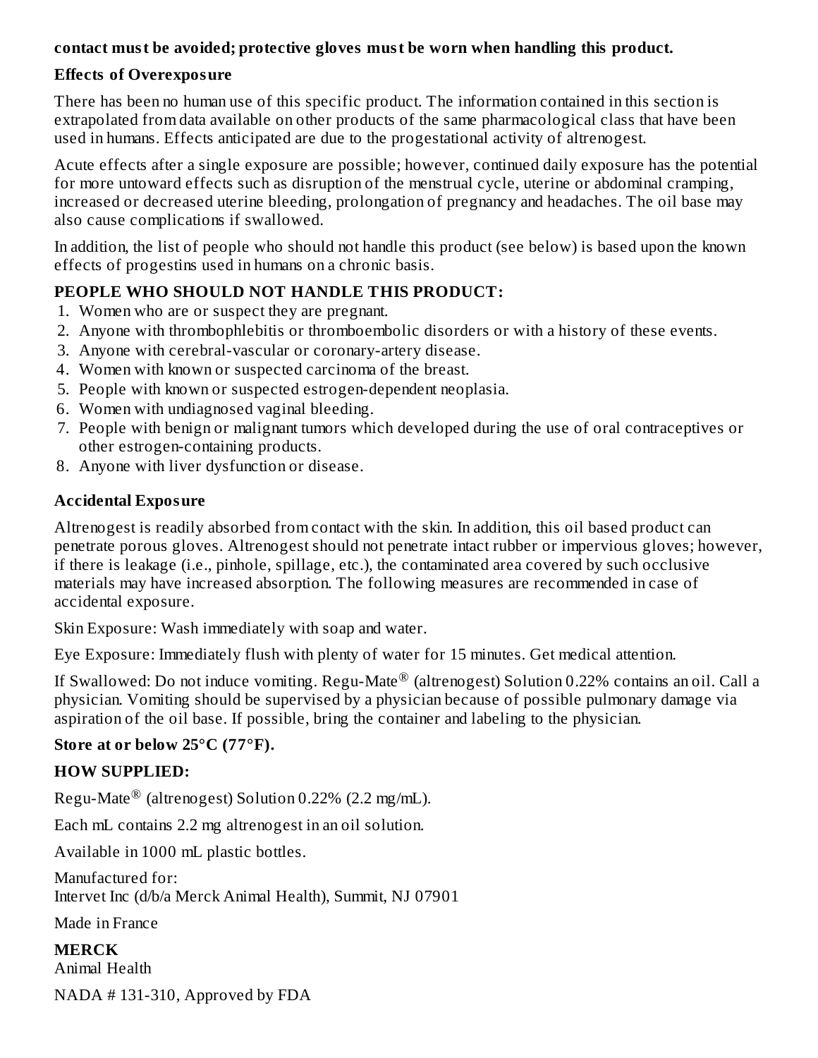**contact must be avoided; protective gloves must be worn when handling this product.**

### Effects of Overexposure

There has been no human use of this specific product. The information contained in this section is extrapolated from data available on other products of the same pharmacological class that have been used in humans. Effects anticipated are due to the progestational activity of altrenogest.

Acute effects after a single exposure are possible; however, continued daily exposure has the potential for more untoward effects such as disruption of the menstrual cycle, uterine or abdominal cramping, increased or decreased uterine bleeding, prolongation of pregnancy and headaches. The oil base may also cause complications if swallowed.

In addition, the list of people who should not handle this product (see below) is based upon the known effects of progestins used in humans on a chronic basis.

### PEOPLE WHO SHOULD NOT HANDLE THIS PRODUCT:

1. Women who are or suspect they are pregnant.
2. Anyone with thrombophlebitis or thromboembolic disorders or with a history of these events.
3. Anyone with cerebral-vascular or coronary-artery disease.
4. Women with known or suspected carcinoma of the breast.
5. People with known or suspected estrogen-dependent neoplasia.
6. Women with undiagnosed vaginal bleeding.
7. People with benign or malignant tumors which developed during the use of oral contraceptives or other estrogen-containing products.
8. Anyone with liver dysfunction or disease.

### Accidental Exposure

Altrenogest is readily absorbed from contact with the skin. In addition, this oil based product can penetrate porous gloves. Altrenogest should not penetrate intact rubber or impervious gloves; however, if there is leakage (i.e., pinhole, spillage, etc.), the contaminated area covered by such occlusive materials may have increased absorption. The following measures are recommended in case of accidental exposure.

Skin Exposure: Wash immediately with soap and water.

Eye Exposure: Immediately flush with plenty of water for 15 minutes. Get medical attention.

If Swallowed: Do not induce vomiting. Regu-Mate® (altrenogest) Solution 0.22% contains an oil. Call a physician. Vomiting should be supervised by a physician because of possible pulmonary damage via aspiration of the oil base. If possible, bring the container and labeling to the physician.

**Store at or below 25°C (77°F).**

### HOW SUPPLIED:

Regu-Mate® (altrenogest) Solution 0.22% (2.2 mg/mL).

Each mL contains 2.2 mg altrenogest in an oil solution.

Available in 1000 mL plastic bottles.

Manufactured for:
Intervet Inc (d/b/a Merck Animal Health), Summit, NJ 07901

Made in France

**MERCK**
Animal Health

NADA # 131-310, Approved by FDA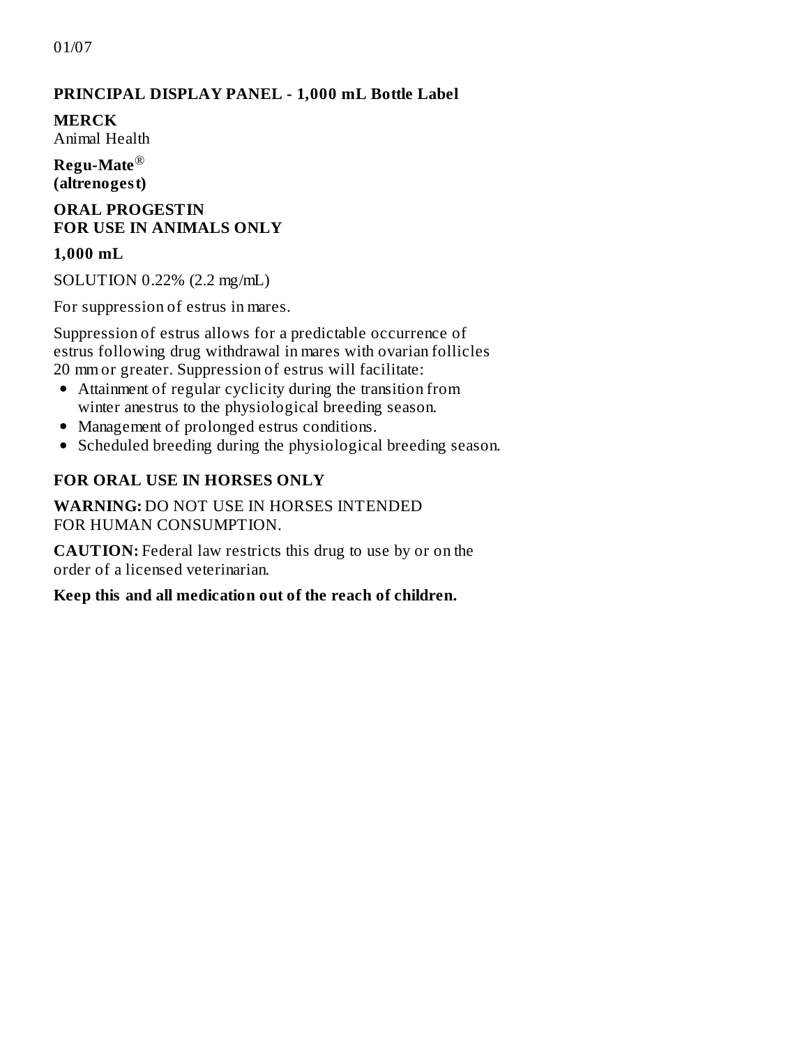01/07

## PRINCIPAL DISPLAY PANEL - 1,000 mL Bottle Label

**MERCK**
Animal Health

**Regu-Mate®**
**(altrenogest)**

**ORAL PROGESTIN**
**FOR USE IN ANIMALS ONLY**

**1,000 mL**

SOLUTION 0.22% (2.2 mg/mL)

For suppression of estrus in mares.

Suppression of estrus allows for a predictable occurrence of estrus following drug withdrawal in mares with ovarian follicles 20 mm or greater. Suppression of estrus will facilitate:

- Attainment of regular cyclicity during the transition from winter anestrus to the physiological breeding season.
- Management of prolonged estrus conditions.
- Scheduled breeding during the physiological breeding season.

**FOR ORAL USE IN HORSES ONLY**

**WARNING:** DO NOT USE IN HORSES INTENDED FOR HUMAN CONSUMPTION.

**CAUTION:** Federal law restricts this drug to use by or on the order of a licensed veterinarian.

**Keep this and all medication out of the reach of children.**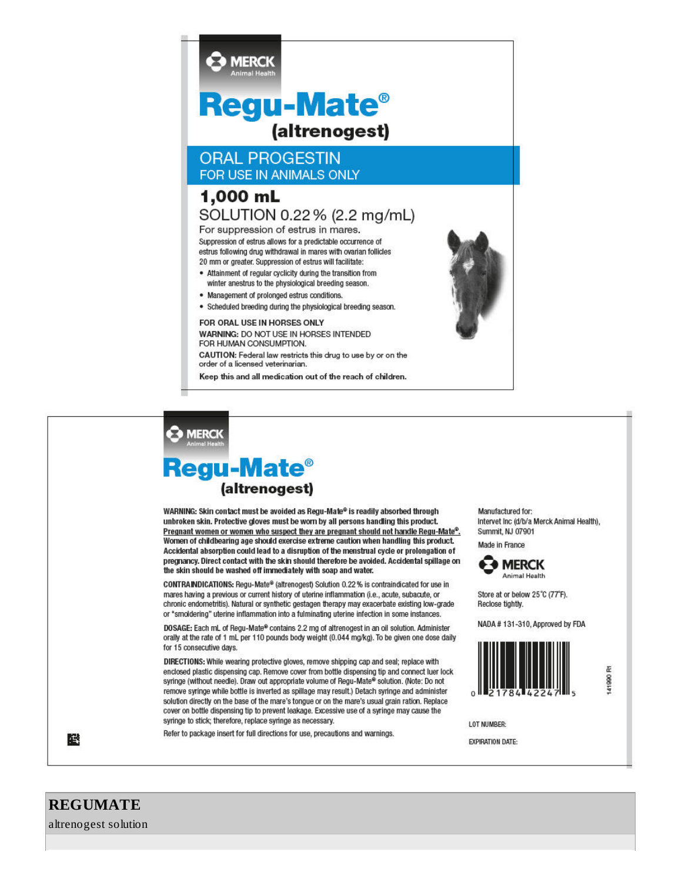MERCK
Animal Health

# Regu-Mate®

## (altrenogest)

**ORAL PROGESTIN**
**FOR USE IN ANIMALS ONLY**

**1,000 mL**

SOLUTION 0.22 % (2.2 mg/mL)

For suppression of estrus in mares.

Suppression of estrus allows for a predictable occurrence of estrus following drug withdrawal in mares with ovarian follicles 20 mm or greater. Suppression of estrus will facilitate:

- Attainment of regular cyclicity during the transition from winter anestrus to the physiological breeding season.
- Management of prolonged estrus conditions.
- Scheduled breeding during the physiological breeding season.

FOR ORAL USE IN HORSES ONLY

**WARNING:** DO NOT USE IN HORSES INTENDED FOR HUMAN CONSUMPTION.

**CAUTION:** Federal law restricts this drug to use by or on the order of a licensed veterinarian.

**Keep this and all medication out of the reach of children.**

---

MERCK
Animal Health

# Regu-Mate®

## (altrenogest)

**WARNING: Skin contact must be avoided as Regu-Mate® is readily absorbed through unbroken skin. Protective gloves must be worn by all persons handling this product. Pregnant women or women who suspect they are pregnant should not handle Regu-Mate®. Women of childbearing age should exercise extreme caution when handling this product. Accidental absorption could lead to a disruption of the menstrual cycle or prolongation of pregnancy. Direct contact with the skin should therefore be avoided. Accidental spillage on the skin should be washed off immediately with soap and water.**

**CONTRAINDICATIONS:** Regu-Mate® (altrenogest) Solution 0.22 % is contraindicated for use in mares having a previous or current history of uterine inflammation (i.e., acute, subacute, or chronic endometritis). Natural or synthetic gestagen therapy may exacerbate existing low-grade or "smoldering" uterine inflammation into a fulminating uterine infection in some instances.

**DOSAGE:** Each mL of Regu-Mate® contains 2.2 mg of altrenogest in an oil solution. Administer orally at the rate of 1 mL per 110 pounds body weight (0.044 mg/kg). To be given one dose daily for 15 consecutive days.

**DIRECTIONS:** While wearing protective gloves, remove shipping cap and seal; replace with enclosed plastic dispensing cap. Remove cover from bottle dispensing tip and connect luer lock syringe (without needle). Draw out appropriate volume of Regu-Mate® solution. (Note: Do not remove syringe while bottle is inverted as spillage may result.) Detach syringe and administer solution directly on the base of the mare's tongue or on the mare's usual grain ration. Replace cover on bottle dispensing tip to prevent leakage. Excessive use of a syringe may cause the syringe to stick; therefore, replace syringe as necessary.

Refer to package insert for full directions for use, precautions and warnings.

Manufactured for:
Intervet Inc (d/b/a Merck Animal Health),
Summit, NJ 07901

Made in France

MERCK
Animal Health

Store at or below 25°C (77°F).
Reclose tightly.

NADA # 131-310, Approved by FDA

0 21784 42247 5

141990 R1

LOT NUMBER:

EXPIRATION DATE:

---

**REGUMATE**

altrenogest solution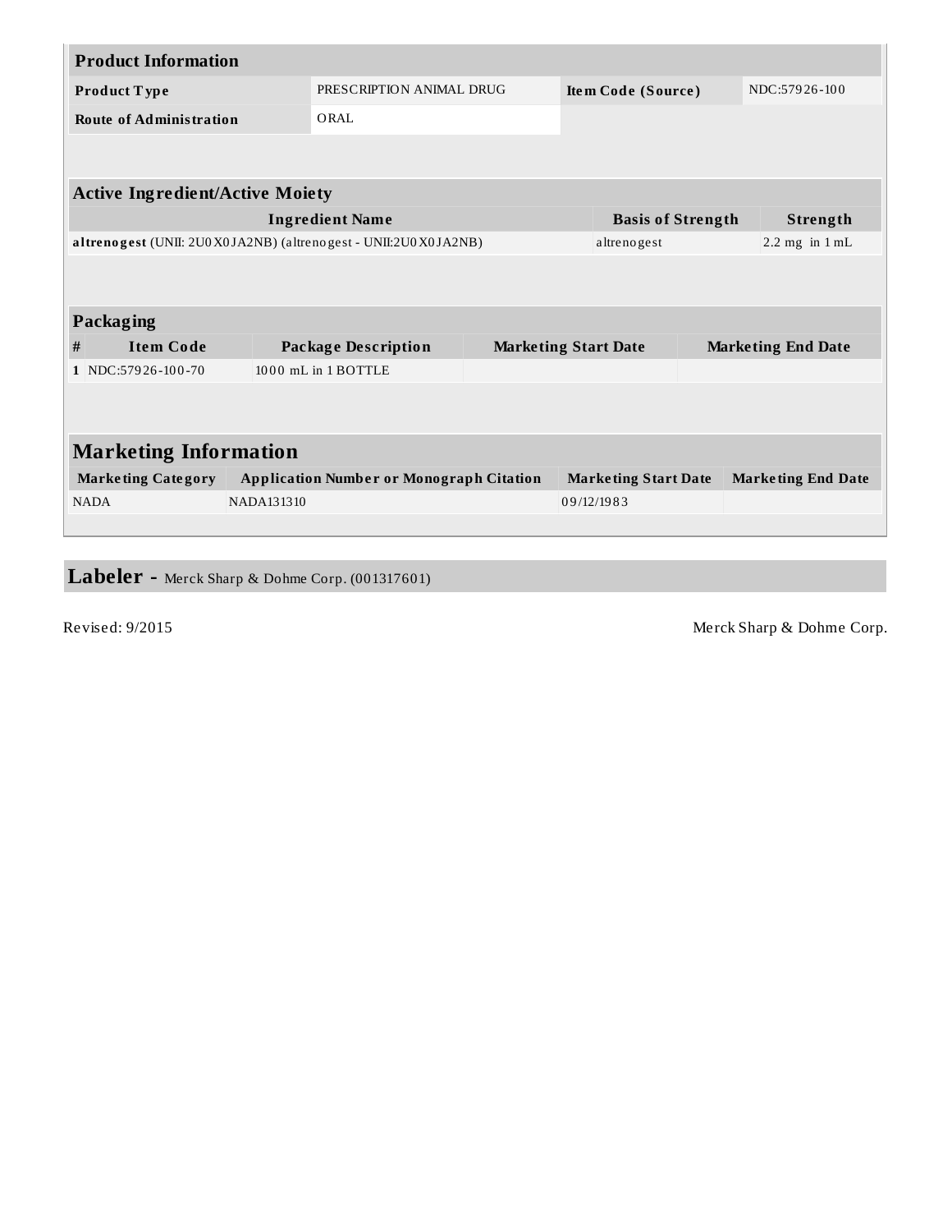## Product Information

| | | | |
|---|---|---|---|
| **Product Type** | PRESCRIPTION ANIMAL DRUG | **Item Code (Source)** | NDC:57926-100 |
| **Route of Administration** | ORAL | | |

## Active Ingredient/Active Moiety

| Ingredient Name | Basis of Strength | Strength |
|---|---|---|
| **altrenogest** (UNII: 2U0X0JA2NB) (altrenogest - UNII:2U0X0JA2NB) | altrenogest | 2.2 mg in 1 mL |

## Packaging

| # | Item Code | Package Description | Marketing Start Date | Marketing End Date |
|---|---|---|---|---|
| 1 | NDC:57926-100-70 | 1000 mL in 1 BOTTLE | | |

## Marketing Information

| Marketing Category | Application Number or Monograph Citation | Marketing Start Date | Marketing End Date |
|---|---|---|---|
| NADA | NADA131310 | 09/12/1983 | |

**Labeler -** Merck Sharp & Dohme Corp. (001317601)

Revised: 9/2015

Merck Sharp & Dohme Corp.